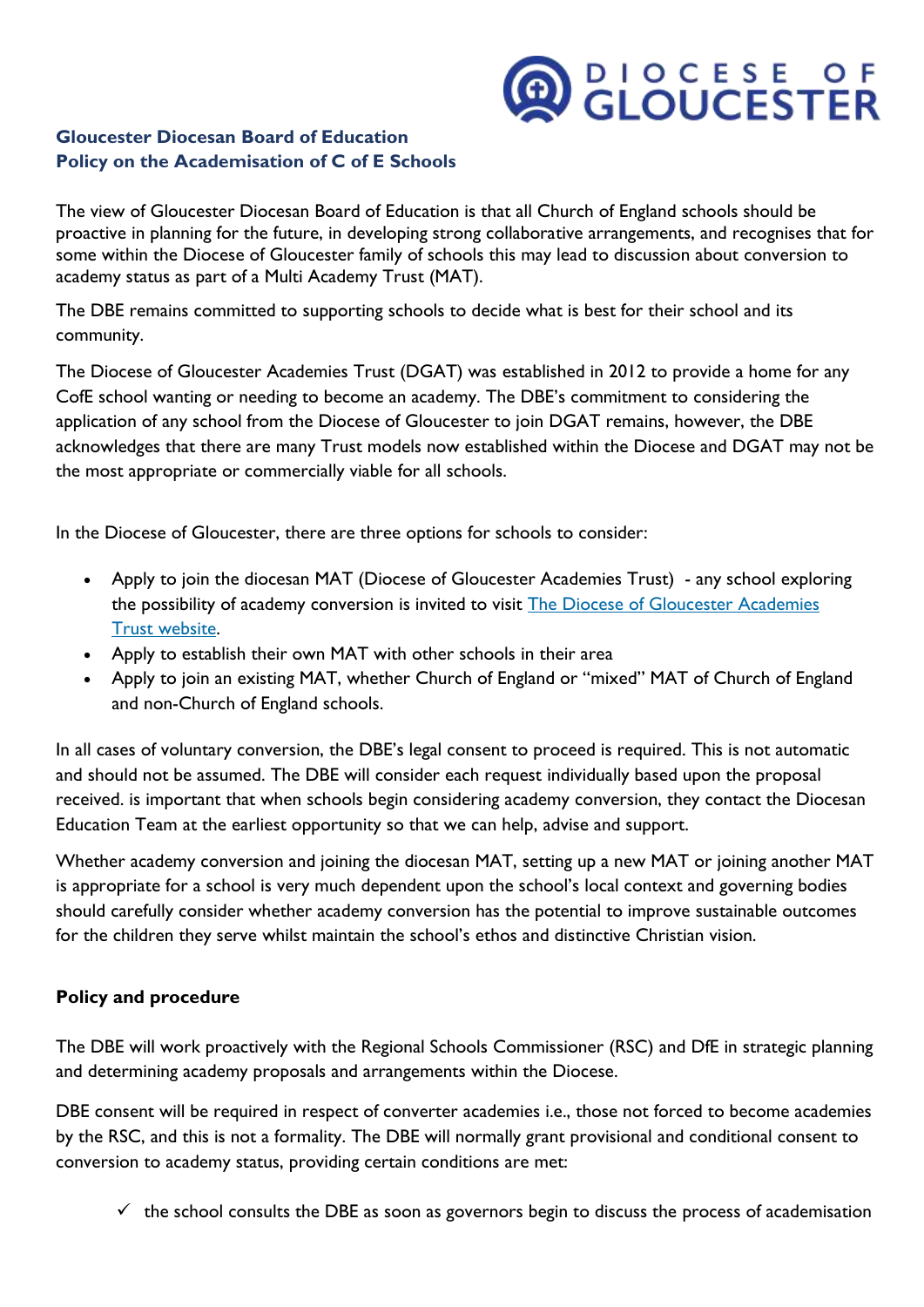**Gloucester Diocesan Board of Education**
**Policy on the Academisation of C of E Schools**

The view of Gloucester Diocesan Board of Education is that all Church of England schools should be proactive in planning for the future, in developing strong collaborative arrangements, and recognises that for some within the Diocese of Gloucester family of schools this may lead to discussion about conversion to academy status as part of a Multi Academy Trust (MAT).

The DBE remains committed to supporting schools to decide what is best for their school and its community.

The Diocese of Gloucester Academies Trust (DGAT) was established in 2012 to provide a home for any CofE school wanting or needing to become an academy. The DBE's commitment to considering the application of any school from the Diocese of Gloucester to join DGAT remains, however, the DBE acknowledges that there are many Trust models now established within the Diocese and DGAT may not be the most appropriate or commercially viable for all schools.

In the Diocese of Gloucester, there are three options for schools to consider:

- Apply to join the diocesan MAT (Diocese of Gloucester Academies Trust) - any school exploring the possibility of academy conversion is invited to visit [The Diocese of Gloucester Academies Trust website](#).
- Apply to establish their own MAT with other schools in their area
- Apply to join an existing MAT, whether Church of England or "mixed" MAT of Church of England and non-Church of England schools.

In all cases of voluntary conversion, the DBE's legal consent to proceed is required. This is not automatic and should not be assumed. The DBE will consider each request individually based upon the proposal received. is important that when schools begin considering academy conversion, they contact the Diocesan Education Team at the earliest opportunity so that we can help, advise and support.

Whether academy conversion and joining the diocesan MAT, setting up a new MAT or joining another MAT is appropriate for a school is very much dependent upon the school's local context and governing bodies should carefully consider whether academy conversion has the potential to improve sustainable outcomes for the children they serve whilst maintain the school's ethos and distinctive Christian vision.

**Policy and procedure**

The DBE will work proactively with the Regional Schools Commissioner (RSC) and DfE in strategic planning and determining academy proposals and arrangements within the Diocese.

DBE consent will be required in respect of converter academies i.e., those not forced to become academies by the RSC, and this is not a formality. The DBE will normally grant provisional and conditional consent to conversion to academy status, providing certain conditions are met:

- ✓ the school consults the DBE as soon as governors begin to discuss the process of academisation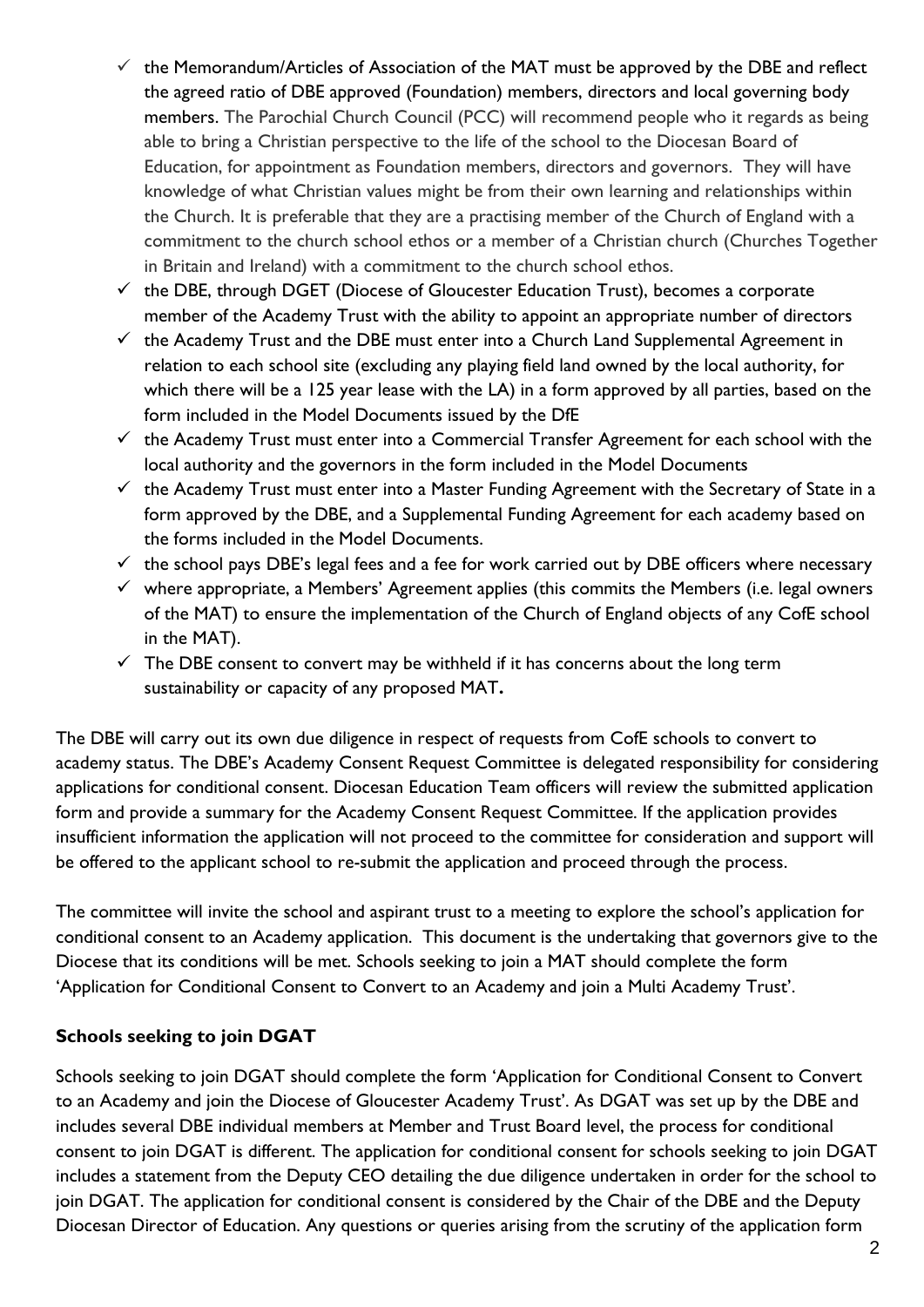- ✓ the Memorandum/Articles of Association of the MAT must be approved by the DBE and reflect the agreed ratio of DBE approved (Foundation) members, directors and local governing body members. The Parochial Church Council (PCC) will recommend people who it regards as being able to bring a Christian perspective to the life of the school to the Diocesan Board of Education, for appointment as Foundation members, directors and governors. They will have knowledge of what Christian values might be from their own learning and relationships within the Church. It is preferable that they are a practising member of the Church of England with a commitment to the church school ethos or a member of a Christian church (Churches Together in Britain and Ireland) with a commitment to the church school ethos.
- ✓ the DBE, through DGET (Diocese of Gloucester Education Trust), becomes a corporate member of the Academy Trust with the ability to appoint an appropriate number of directors
- ✓ the Academy Trust and the DBE must enter into a Church Land Supplemental Agreement in relation to each school site (excluding any playing field land owned by the local authority, for which there will be a 125 year lease with the LA) in a form approved by all parties, based on the form included in the Model Documents issued by the DfE
- ✓ the Academy Trust must enter into a Commercial Transfer Agreement for each school with the local authority and the governors in the form included in the Model Documents
- ✓ the Academy Trust must enter into a Master Funding Agreement with the Secretary of State in a form approved by the DBE, and a Supplemental Funding Agreement for each academy based on the forms included in the Model Documents.
- ✓ the school pays DBE's legal fees and a fee for work carried out by DBE officers where necessary
- ✓ where appropriate, a Members' Agreement applies (this commits the Members (i.e. legal owners of the MAT) to ensure the implementation of the Church of England objects of any CofE school in the MAT).
- ✓ The DBE consent to convert may be withheld if it has concerns about the long term sustainability or capacity of any proposed MAT**.**

The DBE will carry out its own due diligence in respect of requests from CofE schools to convert to academy status. The DBE's Academy Consent Request Committee is delegated responsibility for considering applications for conditional consent. Diocesan Education Team officers will review the submitted application form and provide a summary for the Academy Consent Request Committee. If the application provides insufficient information the application will not proceed to the committee for consideration and support will be offered to the applicant school to re-submit the application and proceed through the process.

The committee will invite the school and aspirant trust to a meeting to explore the school's application for conditional consent to an Academy application. This document is the undertaking that governors give to the Diocese that its conditions will be met. Schools seeking to join a MAT should complete the form 'Application for Conditional Consent to Convert to an Academy and join a Multi Academy Trust'.

**Schools seeking to join DGAT**

Schools seeking to join DGAT should complete the form 'Application for Conditional Consent to Convert to an Academy and join the Diocese of Gloucester Academy Trust'. As DGAT was set up by the DBE and includes several DBE individual members at Member and Trust Board level, the process for conditional consent to join DGAT is different. The application for conditional consent for schools seeking to join DGAT includes a statement from the Deputy CEO detailing the due diligence undertaken in order for the school to join DGAT. The application for conditional consent is considered by the Chair of the DBE and the Deputy Diocesan Director of Education. Any questions or queries arising from the scrutiny of the application form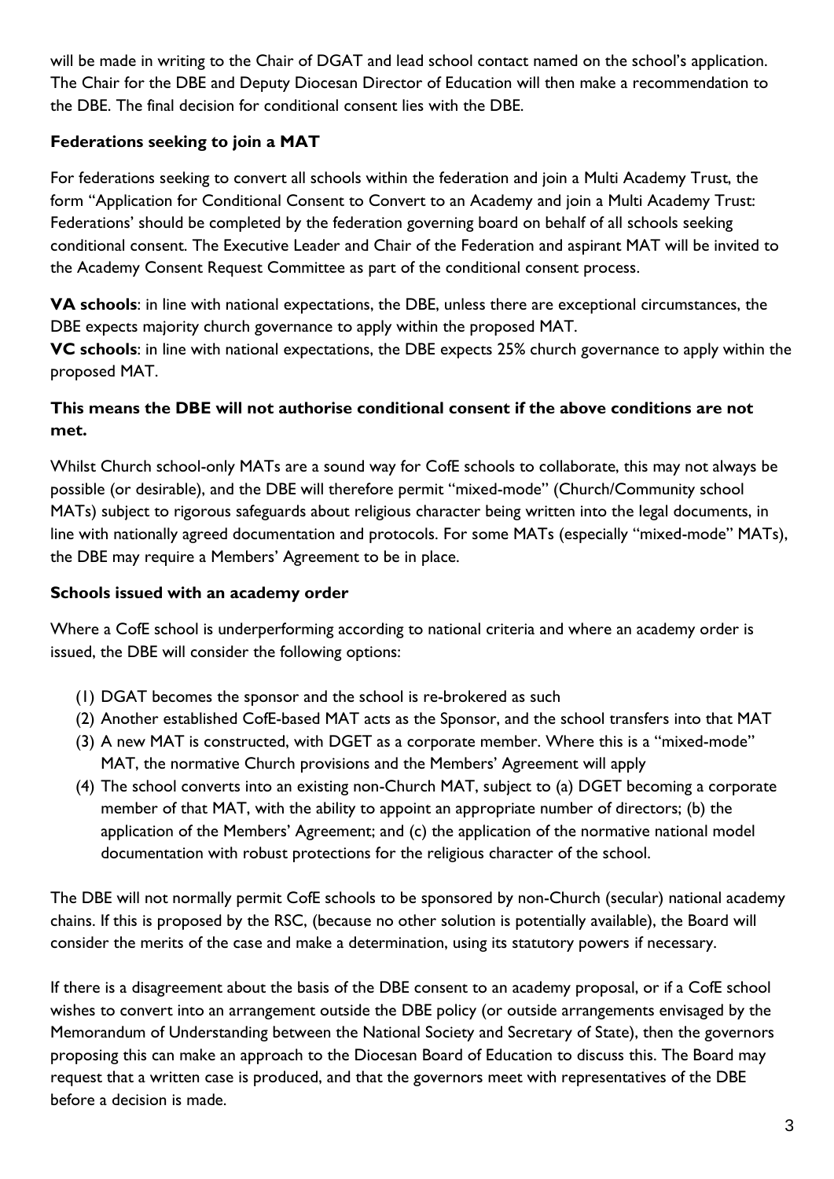will be made in writing to the Chair of DGAT and lead school contact named on the school's application. The Chair for the DBE and Deputy Diocesan Director of Education will then make a recommendation to the DBE. The final decision for conditional consent lies with the DBE.

**Federations seeking to join a MAT**

For federations seeking to convert all schools within the federation and join a Multi Academy Trust, the form "Application for Conditional Consent to Convert to an Academy and join a Multi Academy Trust: Federations' should be completed by the federation governing board on behalf of all schools seeking conditional consent. The Executive Leader and Chair of the Federation and aspirant MAT will be invited to the Academy Consent Request Committee as part of the conditional consent process.

**VA schools**: in line with national expectations, the DBE, unless there are exceptional circumstances, the DBE expects majority church governance to apply within the proposed MAT.
**VC schools**: in line with national expectations, the DBE expects 25% church governance to apply within the proposed MAT.

**This means the DBE will not authorise conditional consent if the above conditions are not met.**

Whilst Church school-only MATs are a sound way for CofE schools to collaborate, this may not always be possible (or desirable), and the DBE will therefore permit "mixed-mode" (Church/Community school MATs) subject to rigorous safeguards about religious character being written into the legal documents, in line with nationally agreed documentation and protocols. For some MATs (especially "mixed-mode" MATs), the DBE may require a Members' Agreement to be in place.

**Schools issued with an academy order**

Where a CofE school is underperforming according to national criteria and where an academy order is issued, the DBE will consider the following options:

(1) DGAT becomes the sponsor and the school is re-brokered as such
(2) Another established CofE-based MAT acts as the Sponsor, and the school transfers into that MAT
(3) A new MAT is constructed, with DGET as a corporate member. Where this is a "mixed-mode" MAT, the normative Church provisions and the Members' Agreement will apply
(4) The school converts into an existing non-Church MAT, subject to (a) DGET becoming a corporate member of that MAT, with the ability to appoint an appropriate number of directors; (b) the application of the Members' Agreement; and (c) the application of the normative national model documentation with robust protections for the religious character of the school.

The DBE will not normally permit CofE schools to be sponsored by non-Church (secular) national academy chains. If this is proposed by the RSC, (because no other solution is potentially available), the Board will consider the merits of the case and make a determination, using its statutory powers if necessary.

If there is a disagreement about the basis of the DBE consent to an academy proposal, or if a CofE school wishes to convert into an arrangement outside the DBE policy (or outside arrangements envisaged by the Memorandum of Understanding between the National Society and Secretary of State), then the governors proposing this can make an approach to the Diocesan Board of Education to discuss this. The Board may request that a written case is produced, and that the governors meet with representatives of the DBE before a decision is made.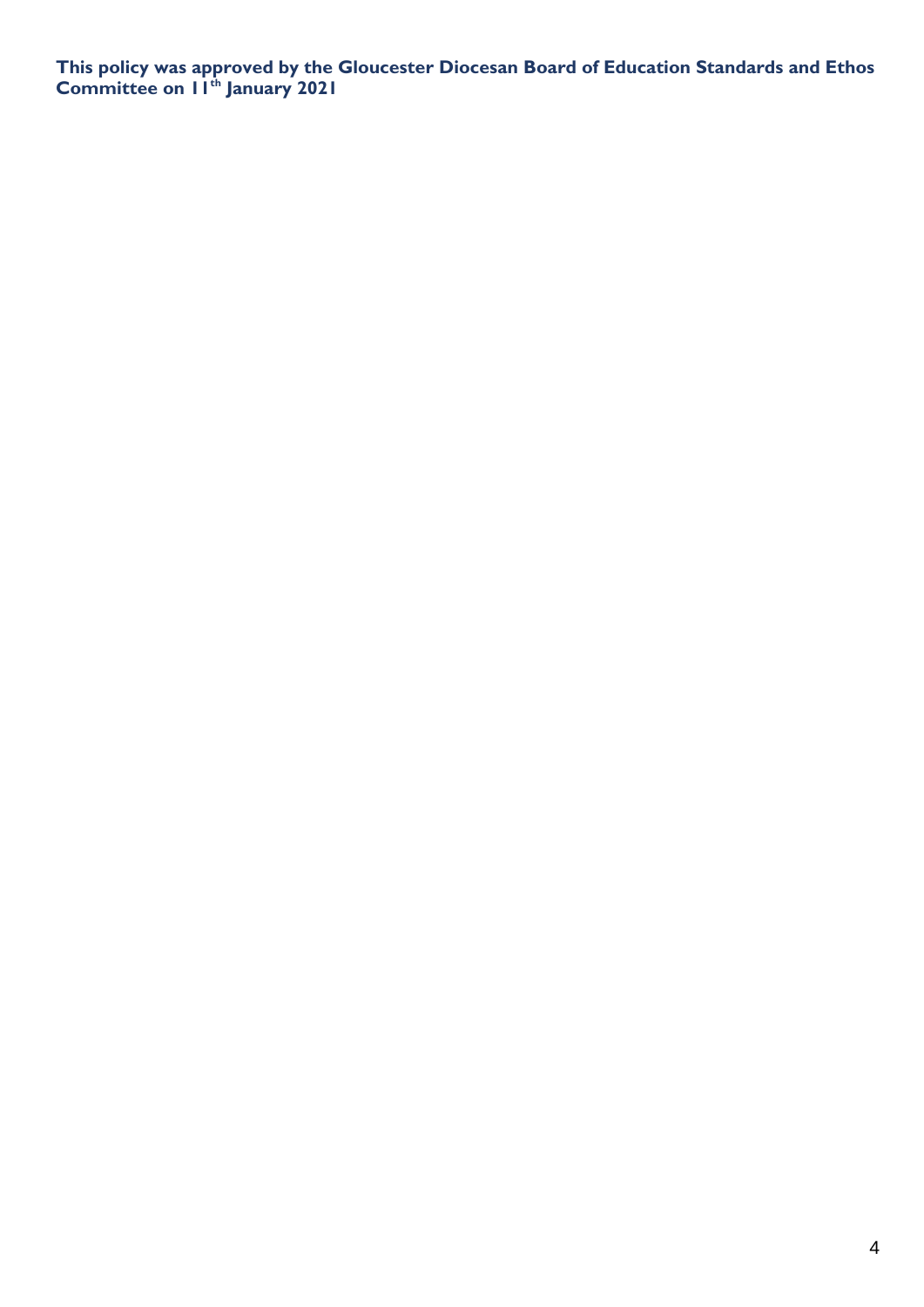**This policy was approved by the Gloucester Diocesan Board of Education Standards and Ethos Committee on 11th January 2021**